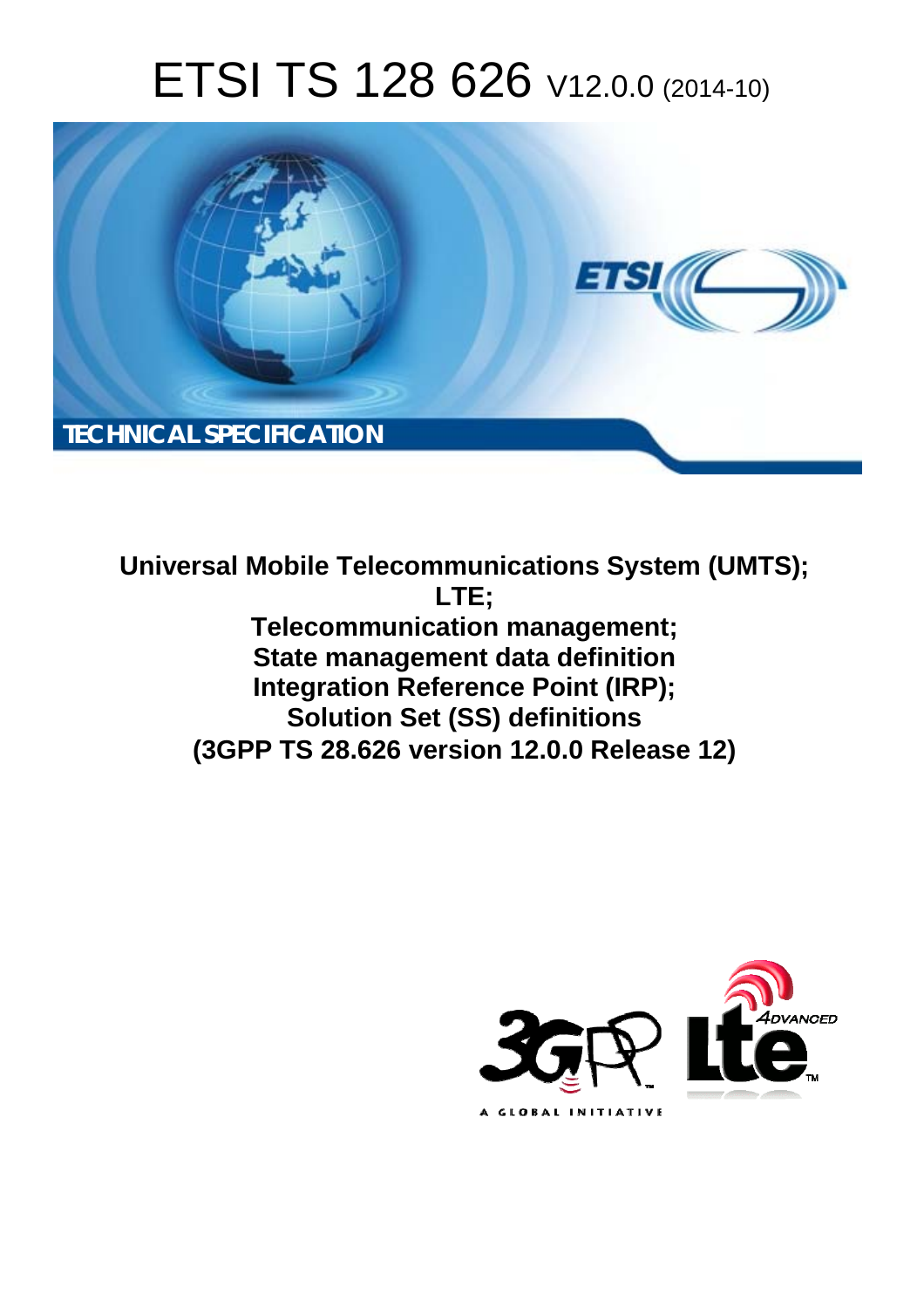# ETSI TS 128 626 V12.0.0 (2014-10)

TECHNICAL SPECIFICATION

**Universal Mobile Telecommunications System (UMTS); LTE; Telecommunication management; State management data definition Integration Reference Point (IRP); Solution Set (SS) definitions (3GPP TS 28.626 version 12.0.0 Release 12)**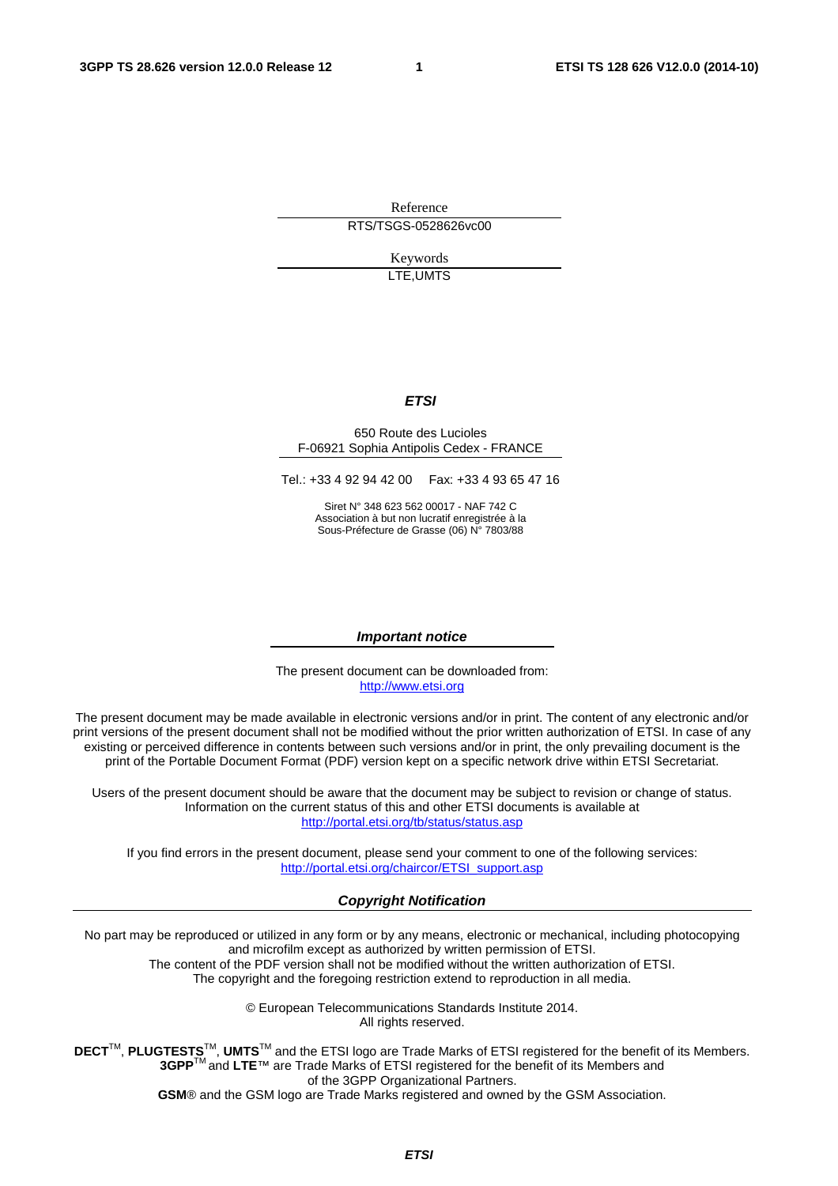Reference

RTS/TSGS-0528626vc00

Keywords

LTE,UMTS

***ETSI***

650 Route des Lucioles
F-06921 Sophia Antipolis Cedex - FRANCE

Tel.: +33 4 92 94 42 00   Fax: +33 4 93 65 47 16

Siret N° 348 623 562 00017 - NAF 742 C
Association à but non lucratif enregistrée à la
Sous-Préfecture de Grasse (06) N° 7803/88

***Important notice***

The present document can be downloaded from:
http://www.etsi.org

The present document may be made available in electronic versions and/or in print. The content of any electronic and/or print versions of the present document shall not be modified without the prior written authorization of ETSI. In case of any existing or perceived difference in contents between such versions and/or in print, the only prevailing document is the print of the Portable Document Format (PDF) version kept on a specific network drive within ETSI Secretariat.

Users of the present document should be aware that the document may be subject to revision or change of status. Information on the current status of this and other ETSI documents is available at
http://portal.etsi.org/tb/status/status.asp

If you find errors in the present document, please send your comment to one of the following services:
http://portal.etsi.org/chaircor/ETSI_support.asp

***Copyright Notification***

No part may be reproduced or utilized in any form or by any means, electronic or mechanical, including photocopying and microfilm except as authorized by written permission of ETSI.
The content of the PDF version shall not be modified without the written authorization of ETSI.
The copyright and the foregoing restriction extend to reproduction in all media.

© European Telecommunications Standards Institute 2014.
All rights reserved.

**DECT**™, **PLUGTESTS**™, **UMTS**™ and the ETSI logo are Trade Marks of ETSI registered for the benefit of its Members.
**3GPP**™ and **LTE**™ are Trade Marks of ETSI registered for the benefit of its Members and of the 3GPP Organizational Partners.
**GSM**® and the GSM logo are Trade Marks registered and owned by the GSM Association.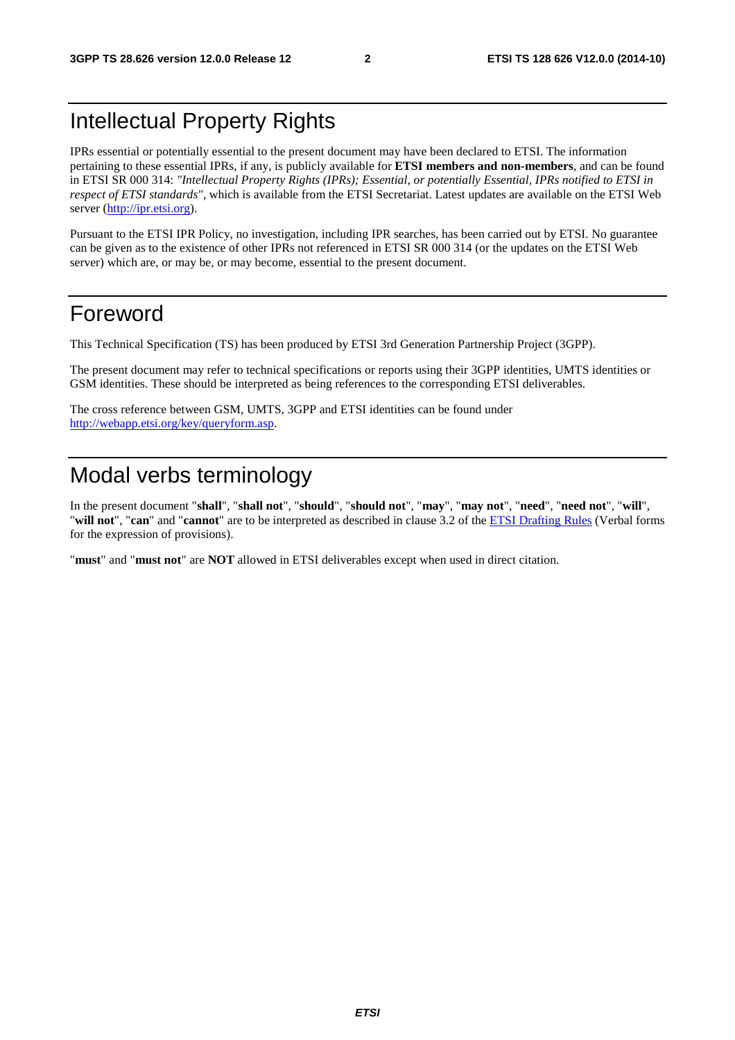# Intellectual Property Rights

IPRs essential or potentially essential to the present document may have been declared to ETSI. The information pertaining to these essential IPRs, if any, is publicly available for **ETSI members and non-members**, and can be found in ETSI SR 000 314: *"Intellectual Property Rights (IPRs); Essential, or potentially Essential, IPRs notified to ETSI in respect of ETSI standards"*, which is available from the ETSI Secretariat. Latest updates are available on the ETSI Web server (http://ipr.etsi.org).

Pursuant to the ETSI IPR Policy, no investigation, including IPR searches, has been carried out by ETSI. No guarantee can be given as to the existence of other IPRs not referenced in ETSI SR 000 314 (or the updates on the ETSI Web server) which are, or may be, or may become, essential to the present document.

# Foreword

This Technical Specification (TS) has been produced by ETSI 3rd Generation Partnership Project (3GPP).

The present document may refer to technical specifications or reports using their 3GPP identities, UMTS identities or GSM identities. These should be interpreted as being references to the corresponding ETSI deliverables.

The cross reference between GSM, UMTS, 3GPP and ETSI identities can be found under http://webapp.etsi.org/key/queryform.asp.

# Modal verbs terminology

In the present document "**shall**", "**shall not**", "**should**", "**should not**", "**may**", "**may not**", "**need**", "**need not**", "**will**", "**will not**", "**can**" and "**cannot**" are to be interpreted as described in clause 3.2 of the ETSI Drafting Rules (Verbal forms for the expression of provisions).

"**must**" and "**must not**" are **NOT** allowed in ETSI deliverables except when used in direct citation.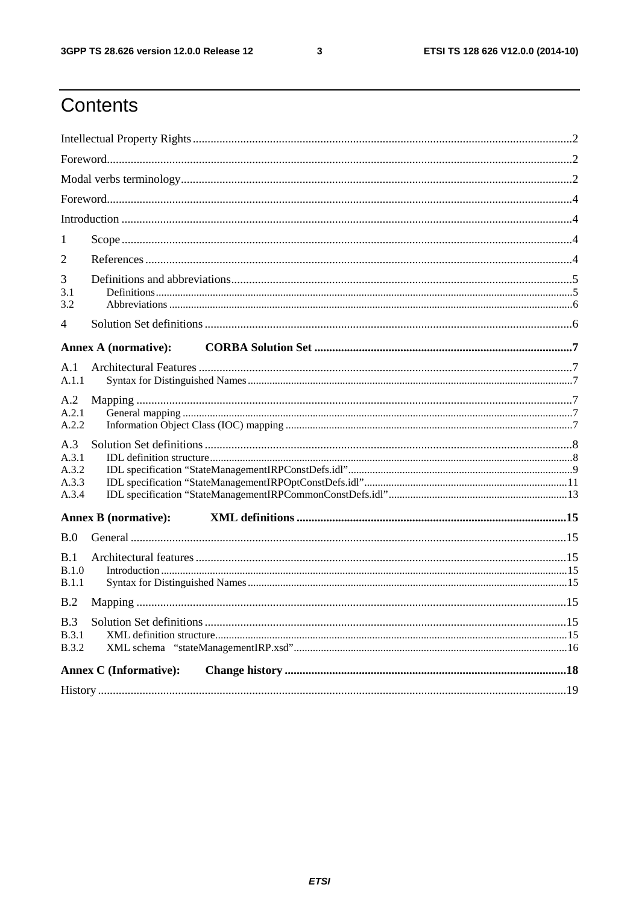# Contents

Intellectual Property Rights ..... 2
Foreword ..... 2
Modal verbs terminology ..... 2
Foreword ..... 4
Introduction ..... 4
1 Scope ..... 4
2 References ..... 4
3 Definitions and abbreviations ..... 5
3.1 Definitions ..... 5
3.2 Abbreviations ..... 6
4 Solution Set definitions ..... 6
**Annex A (normative): CORBA Solution Set ..... 7**
A.1 Architectural Features ..... 7
A.1.1 Syntax for Distinguished Names ..... 7
A.2 Mapping ..... 7
A.2.1 General mapping ..... 7
A.2.2 Information Object Class (IOC) mapping ..... 7
A.3 Solution Set definitions ..... 8
A.3.1 IDL definition structure ..... 8
A.3.2 IDL specification "StateManagementIRPConstDefs.idl" ..... 9
A.3.3 IDL specification "StateManagementIRPOptConstDefs.idl" ..... 11
A.3.4 IDL specification "StateManagementIRPCommonConstDefs.idl" ..... 13
**Annex B (normative): XML definitions ..... 15**
B.0 General ..... 15
B.1 Architectural features ..... 15
B.1.0 Introduction ..... 15
B.1.1 Syntax for Distinguished Names ..... 15
B.2 Mapping ..... 15
B.3 Solution Set definitions ..... 15
B.3.1 XML definition structure ..... 15
B.3.2 XML schema "stateManagementIRP.xsd" ..... 16
**Annex C (Informative): Change history ..... 18**
History ..... 19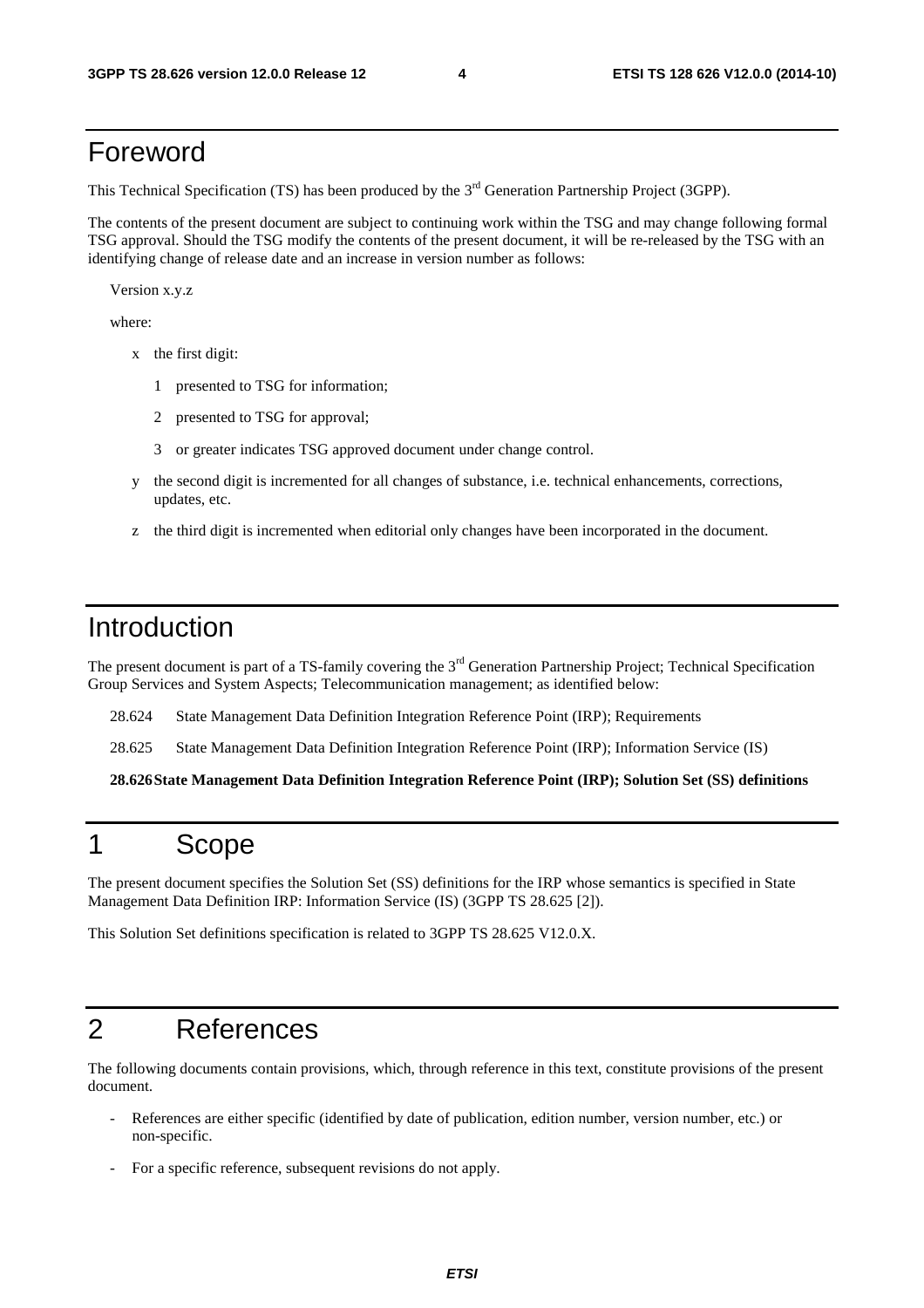# Foreword

This Technical Specification (TS) has been produced by the 3rd Generation Partnership Project (3GPP).

The contents of the present document are subject to continuing work within the TSG and may change following formal TSG approval. Should the TSG modify the contents of the present document, it will be re-released by the TSG with an identifying change of release date and an increase in version number as follows:

Version x.y.z

where:

- x the first digit:
  - 1 presented to TSG for information;
  - 2 presented to TSG for approval;
  - 3 or greater indicates TSG approved document under change control.
- y the second digit is incremented for all changes of substance, i.e. technical enhancements, corrections, updates, etc.
- z the third digit is incremented when editorial only changes have been incorporated in the document.

# Introduction

The present document is part of a TS-family covering the 3rd Generation Partnership Project; Technical Specification Group Services and System Aspects; Telecommunication management; as identified below:

28.624 State Management Data Definition Integration Reference Point (IRP); Requirements

28.625 State Management Data Definition Integration Reference Point (IRP); Information Service (IS)

**28.626 State Management Data Definition Integration Reference Point (IRP); Solution Set (SS) definitions**

# 1 Scope

The present document specifies the Solution Set (SS) definitions for the IRP whose semantics is specified in State Management Data Definition IRP: Information Service (IS) (3GPP TS 28.625 [2]).

This Solution Set definitions specification is related to 3GPP TS 28.625 V12.0.X.

# 2 References

The following documents contain provisions, which, through reference in this text, constitute provisions of the present document.

- References are either specific (identified by date of publication, edition number, version number, etc.) or non-specific.
- For a specific reference, subsequent revisions do not apply.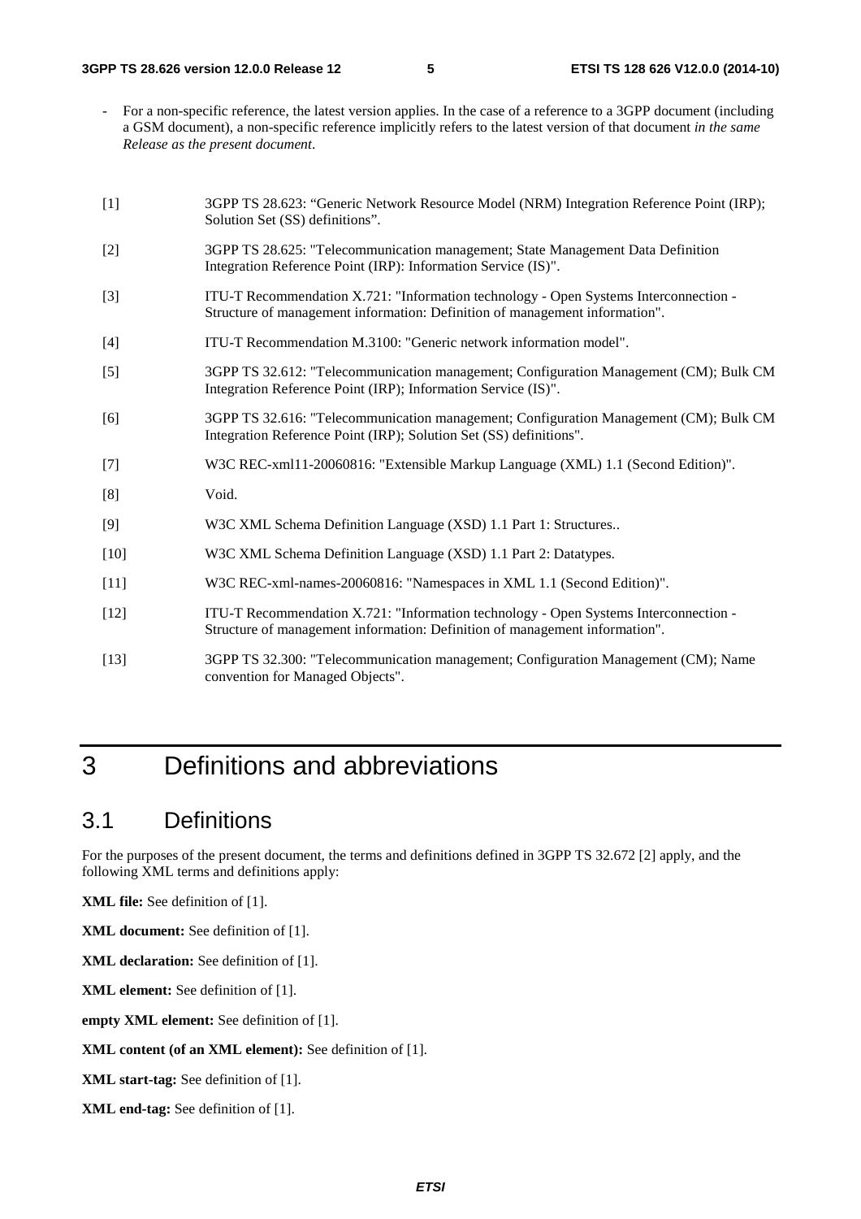- For a non-specific reference, the latest version applies. In the case of a reference to a 3GPP document (including a GSM document), a non-specific reference implicitly refers to the latest version of that document *in the same Release as the present document*.

[1] 3GPP TS 28.623: "Generic Network Resource Model (NRM) Integration Reference Point (IRP); Solution Set (SS) definitions".

[2] 3GPP TS 28.625: "Telecommunication management; State Management Data Definition Integration Reference Point (IRP): Information Service (IS)".

[3] ITU-T Recommendation X.721: "Information technology - Open Systems Interconnection - Structure of management information: Definition of management information".

[4] ITU-T Recommendation M.3100: "Generic network information model".

[5] 3GPP TS 32.612: "Telecommunication management; Configuration Management (CM); Bulk CM Integration Reference Point (IRP); Information Service (IS)".

[6] 3GPP TS 32.616: "Telecommunication management; Configuration Management (CM); Bulk CM Integration Reference Point (IRP); Solution Set (SS) definitions".

[7] W3C REC-xml11-20060816: "Extensible Markup Language (XML) 1.1 (Second Edition)".

[8] Void.

[9] W3C XML Schema Definition Language (XSD) 1.1 Part 1: Structures..

[10] W3C XML Schema Definition Language (XSD) 1.1 Part 2: Datatypes.

[11] W3C REC-xml-names-20060816: "Namespaces in XML 1.1 (Second Edition)".

[12] ITU-T Recommendation X.721: "Information technology - Open Systems Interconnection - Structure of management information: Definition of management information".

[13] 3GPP TS 32.300: "Telecommunication management; Configuration Management (CM); Name convention for Managed Objects".

# 3 Definitions and abbreviations

## 3.1 Definitions

For the purposes of the present document, the terms and definitions defined in 3GPP TS 32.672 [2] apply, and the following XML terms and definitions apply:

**XML file:** See definition of [1].

**XML document:** See definition of [1].

**XML declaration:** See definition of [1].

**XML element:** See definition of [1].

**empty XML element:** See definition of [1].

**XML content (of an XML element):** See definition of [1].

**XML start-tag:** See definition of [1].

**XML end-tag:** See definition of [1].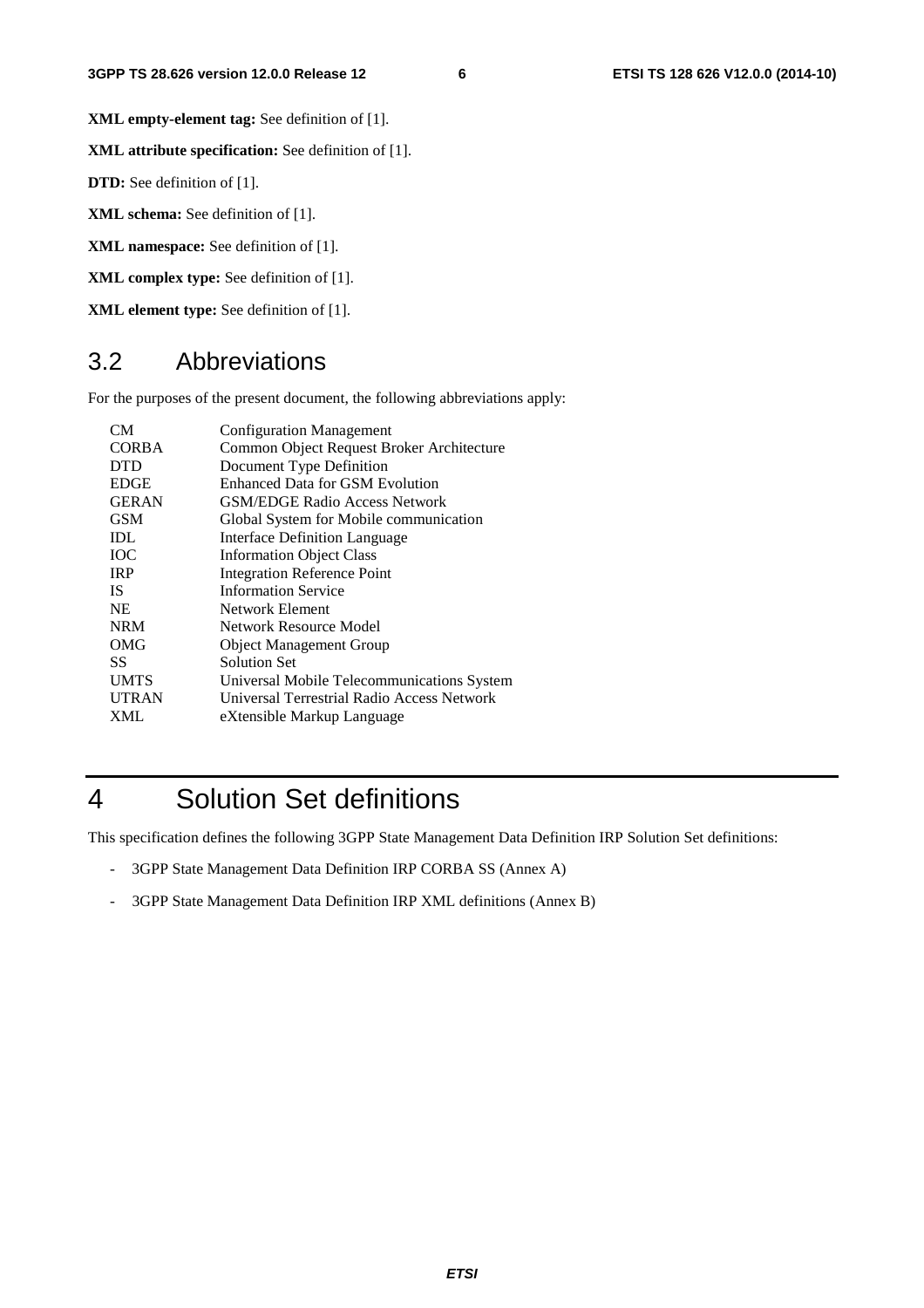**XML empty-element tag:** See definition of [1].

**XML attribute specification:** See definition of [1].

**DTD:** See definition of [1].

**XML schema:** See definition of [1].

**XML namespace:** See definition of [1].

**XML complex type:** See definition of [1].

**XML element type:** See definition of [1].

## 3.2 Abbreviations

For the purposes of the present document, the following abbreviations apply:

| | |
|---|---|
| CM | Configuration Management |
| CORBA | Common Object Request Broker Architecture |
| DTD | Document Type Definition |
| EDGE | Enhanced Data for GSM Evolution |
| GERAN | GSM/EDGE Radio Access Network |
| GSM | Global System for Mobile communication |
| IDL | Interface Definition Language |
| IOC | Information Object Class |
| IRP | Integration Reference Point |
| IS | Information Service |
| NE | Network Element |
| NRM | Network Resource Model |
| OMG | Object Management Group |
| SS | Solution Set |
| UMTS | Universal Mobile Telecommunications System |
| UTRAN | Universal Terrestrial Radio Access Network |
| XML | eXtensible Markup Language |

# 4 Solution Set definitions

This specification defines the following 3GPP State Management Data Definition IRP Solution Set definitions:

- 3GPP State Management Data Definition IRP CORBA SS (Annex A)
- 3GPP State Management Data Definition IRP XML definitions (Annex B)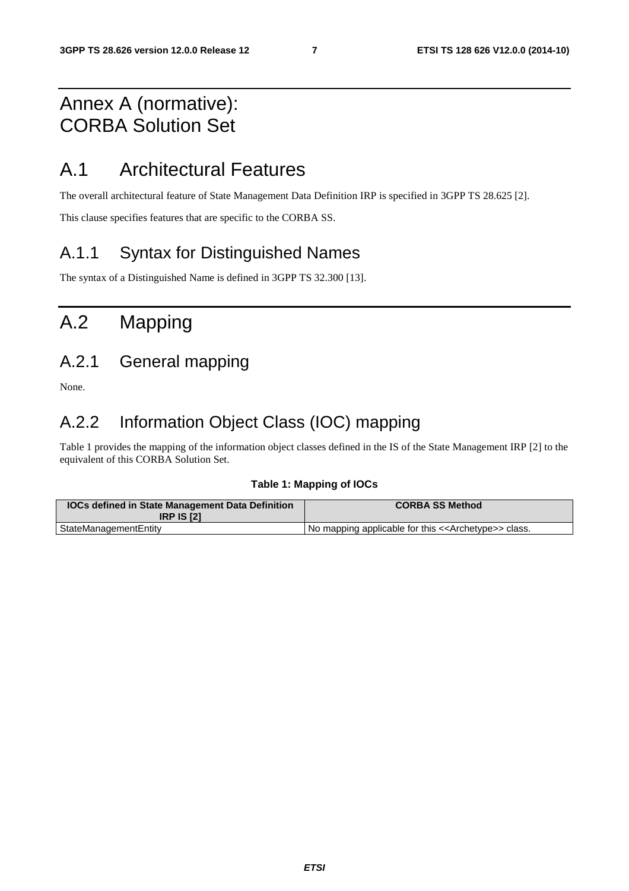# Annex A (normative): CORBA Solution Set

# A.1 Architectural Features

The overall architectural feature of State Management Data Definition IRP is specified in 3GPP TS 28.625 [2].

This clause specifies features that are specific to the CORBA SS.

## A.1.1 Syntax for Distinguished Names

The syntax of a Distinguished Name is defined in 3GPP TS 32.300 [13].

# A.2 Mapping

## A.2.1 General mapping

None.

## A.2.2 Information Object Class (IOC) mapping

Table 1 provides the mapping of the information object classes defined in the IS of the State Management IRP [2] to the equivalent of this CORBA Solution Set.

**Table 1: Mapping of IOCs**

| IOCs defined in State Management Data Definition IRP IS [2] | CORBA SS Method |
|---|---|
| StateManagementEntity | No mapping applicable for this <<Archetype>> class. |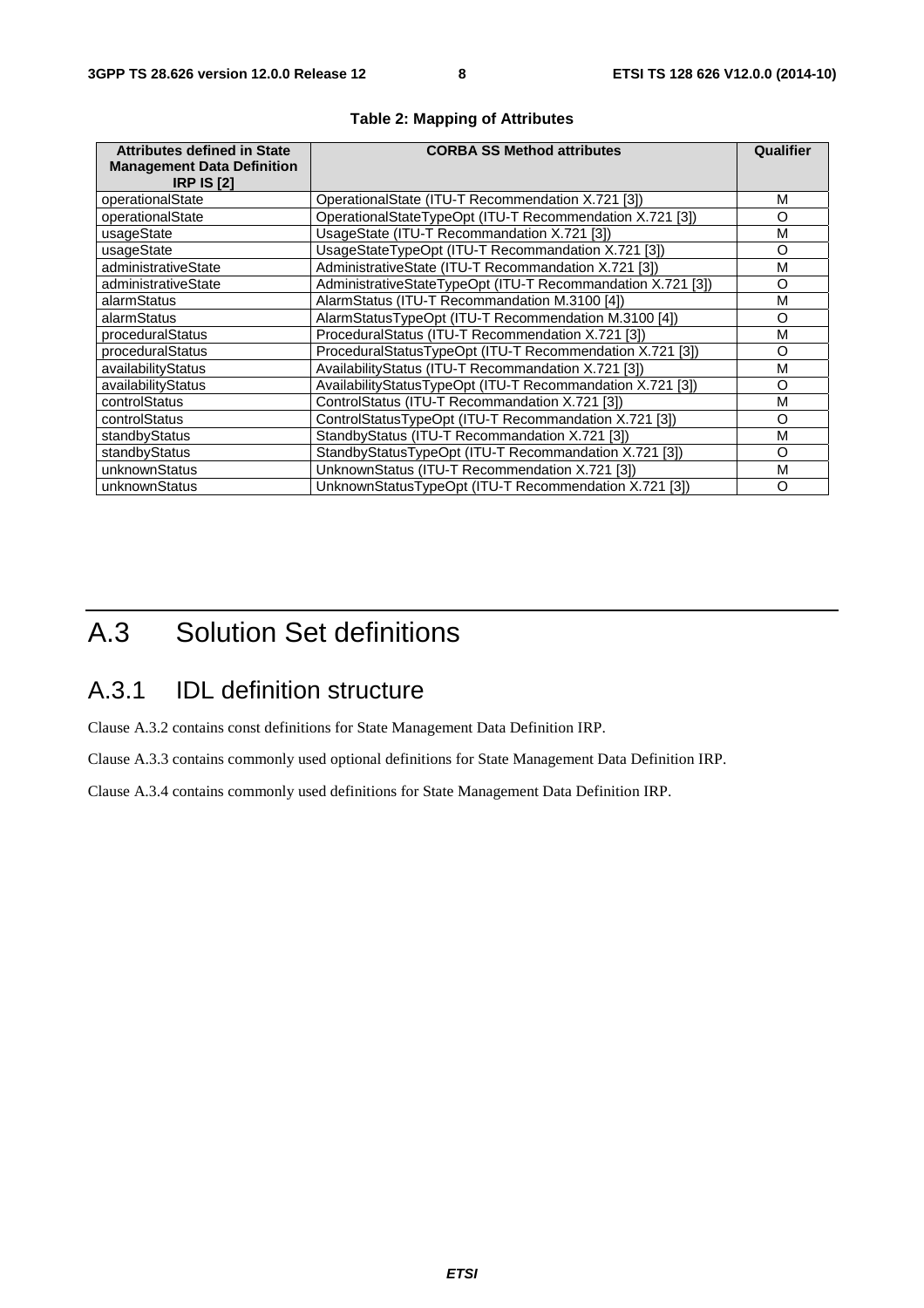**Table 2: Mapping of Attributes**

| Attributes defined in State Management Data Definition IRP IS [2] | CORBA SS Method attributes | Qualifier |
|---|---|---|
| operationalState | OperationalState (ITU-T Recommendation X.721 [3]) | M |
| operationalState | OperationalStateTypeOpt (ITU-T Recommendation X.721 [3]) | O |
| usageState | UsageState (ITU-T Recommandation X.721 [3]) | M |
| usageState | UsageStateTypeOpt (ITU-T Recommandation X.721 [3]) | O |
| administrativeState | AdministrativeState (ITU-T Recommandation X.721 [3]) | M |
| administrativeState | AdministrativeStateTypeOpt (ITU-T Recommandation X.721 [3]) | O |
| alarmStatus | AlarmStatus (ITU-T Recommandation M.3100 [4]) | M |
| alarmStatus | AlarmStatusTypeOpt (ITU-T Recommendation M.3100 [4]) | O |
| proceduralStatus | ProceduralStatus (ITU-T Recommendation X.721 [3]) | M |
| proceduralStatus | ProceduralStatusTypeOpt (ITU-T Recommendation X.721 [3]) | O |
| availabilityStatus | AvailabilityStatus (ITU-T Recommandation X.721 [3]) | M |
| availabilityStatus | AvailabilityStatusTypeOpt (ITU-T Recommandation X.721 [3]) | O |
| controlStatus | ControlStatus (ITU-T Recommandation X.721 [3]) | M |
| controlStatus | ControlStatusTypeOpt (ITU-T Recommandation X.721 [3]) | O |
| standbyStatus | StandbyStatus (ITU-T Recommandation X.721 [3]) | M |
| standbyStatus | StandbyStatusTypeOpt (ITU-T Recommandation X.721 [3]) | O |
| unknownStatus | UnknownStatus (ITU-T Recommandation X.721 [3]) | M |
| unknownStatus | UnknownStatusTypeOpt (ITU-T Recommendation X.721 [3]) | O |

# A.3 Solution Set definitions

## A.3.1 IDL definition structure

Clause A.3.2 contains const definitions for State Management Data Definition IRP.

Clause A.3.3 contains commonly used optional definitions for State Management Data Definition IRP.

Clause A.3.4 contains commonly used definitions for State Management Data Definition IRP.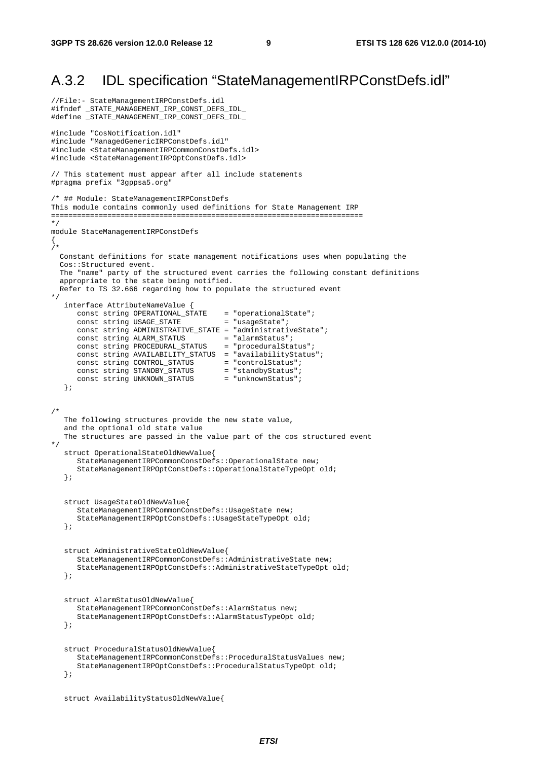## A.3.2 IDL specification “StateManagementIRPConstDefs.idl”

```
//File:- StateManagementIRPConstDefs.idl
#ifndef _STATE_MANAGEMENT_IRP_CONST_DEFS_IDL_
#define _STATE_MANAGEMENT_IRP_CONST_DEFS_IDL_

#include "CosNotification.idl"
#include "ManagedGenericIRPConstDefs.idl"
#include <StateManagementIRPCommonConstDefs.idl>
#include <StateManagementIRPOptConstDefs.idl>

// This statement must appear after all include statements
#pragma prefix "3gppsa5.org"

/* ## Module: StateManagementIRPConstDefs
This module contains commonly used definitions for State Management IRP
=======================================================================
*/
module StateManagementIRPConstDefs
{
/*
  Constant definitions for state management notifications uses when populating the
  Cos::Structured event.
  The "name" party of the structured event carries the following constant definitions
  appropriate to the state being notified.
  Refer to TS 32.666 regarding how to populate the structured event
*/
   interface AttributeNameValue {
      const string OPERATIONAL_STATE    = "operationalState";
      const string USAGE_STATE          = "usageState";
      const string ADMINISTRATIVE_STATE = "administrativeState";
      const string ALARM_STATUS         = "alarmStatus";
      const string PROCEDURAL_STATUS    = "proceduralStatus";
      const string AVAILABILITY_STATUS  = "availabilityStatus";
      const string CONTROL_STATUS       = "controlStatus";
      const string STANDBY_STATUS       = "standbyStatus";
      const string UNKNOWN_STATUS       = "unknownStatus";
   };


/*
   The following structures provide the new state value,
   and the optional old state value
   The structures are passed in the value part of the cos structured event
*/
   struct OperationalStateOldNewValue{
      StateManagementIRPCommonConstDefs::OperationalState new;
      StateManagementIRPOptConstDefs::OperationalStateTypeOpt old;
   };


   struct UsageStateOldNewValue{
      StateManagementIRPCommonConstDefs::UsageState new;
      StateManagementIRPOptConstDefs::UsageStateTypeOpt old;
   };


   struct AdministrativeStateOldNewValue{
      StateManagementIRPCommonConstDefs::AdministrativeState new;
      StateManagementIRPOptConstDefs::AdministrativeStateTypeOpt old;
   };


   struct AlarmStatusOldNewValue{
      StateManagementIRPCommonConstDefs::AlarmStatus new;
      StateManagementIRPOptConstDefs::AlarmStatusTypeOpt old;
   };


   struct ProceduralStatusOldNewValue{
      StateManagementIRPCommonConstDefs::ProceduralStatusValues new;
      StateManagementIRPOptConstDefs::ProceduralStatusTypeOpt old;
   };


   struct AvailabilityStatusOldNewValue{
```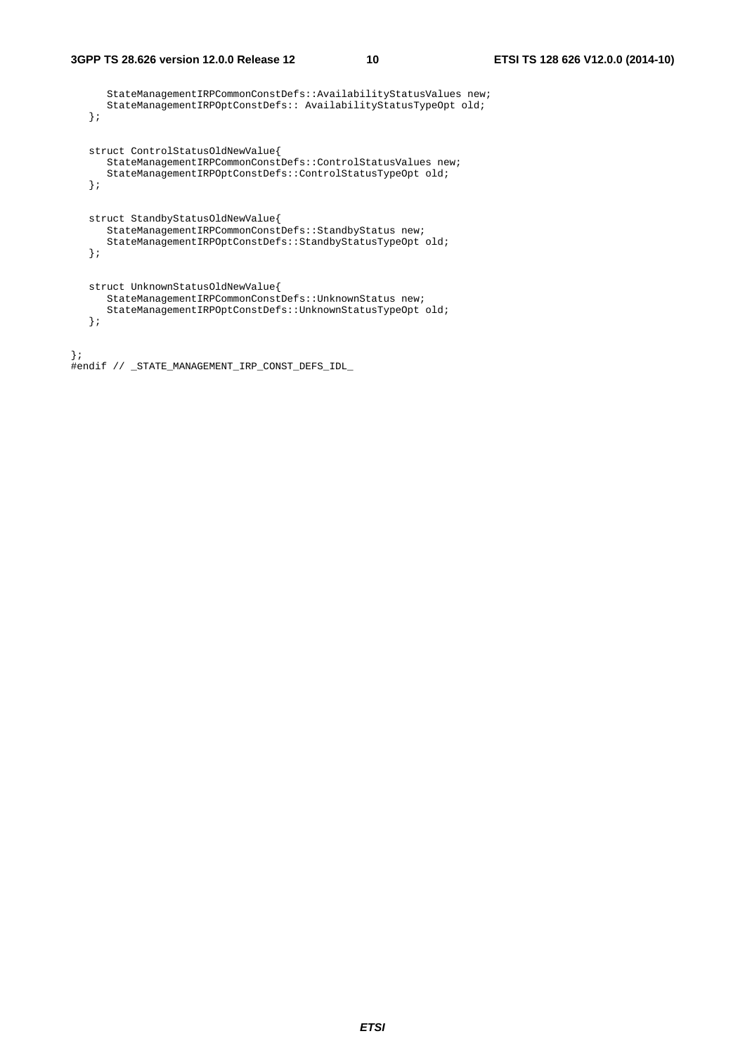```
      StateManagementIRPCommonConstDefs::AvailabilityStatusValues new;
      StateManagementIRPOptConstDefs:: AvailabilityStatusTypeOpt old;
   };


   struct ControlStatusOldNewValue{
      StateManagementIRPCommonConstDefs::ControlStatusValues new;
      StateManagementIRPOptConstDefs::ControlStatusTypeOpt old;
   };


   struct StandbyStatusOldNewValue{
      StateManagementIRPCommonConstDefs::StandbyStatus new;
      StateManagementIRPOptConstDefs::StandbyStatusTypeOpt old;
   };


   struct UnknownStatusOldNewValue{
      StateManagementIRPCommonConstDefs::UnknownStatus new;
      StateManagementIRPOptConstDefs::UnknownStatusTypeOpt old;
   };


};
#endif // _STATE_MANAGEMENT_IRP_CONST_DEFS_IDL_
```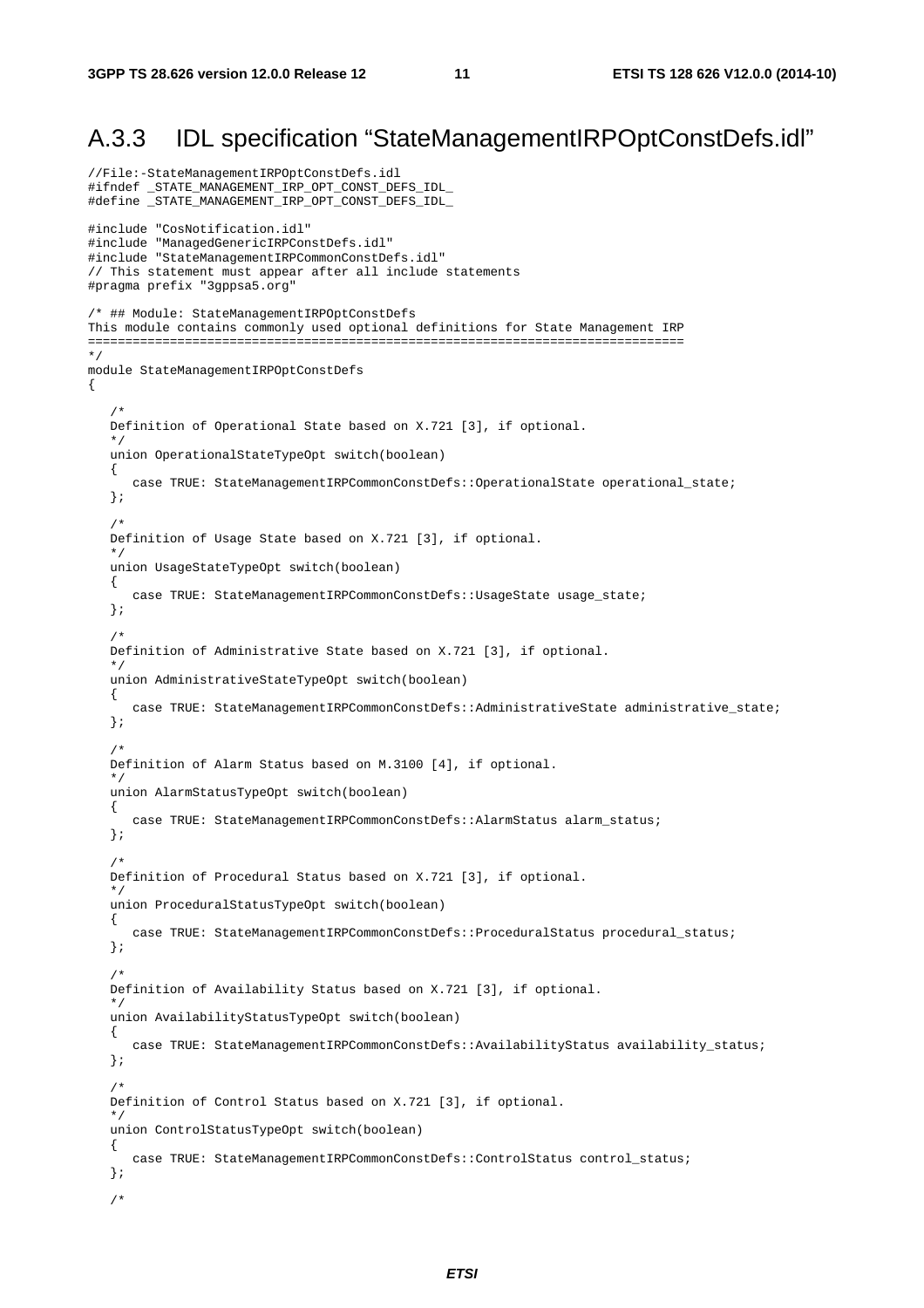## A.3.3 IDL specification "StateManagementIRPOptConstDefs.idl"

```
//File:-StateManagementIRPOptConstDefs.idl
#ifndef _STATE_MANAGEMENT_IRP_OPT_CONST_DEFS_IDL_
#define _STATE_MANAGEMENT_IRP_OPT_CONST_DEFS_IDL_

#include "CosNotification.idl"
#include "ManagedGenericIRPConstDefs.idl"
#include "StateManagementIRPCommonConstDefs.idl"
// This statement must appear after all include statements
#pragma prefix "3gppsa5.org"

/* ## Module: StateManagementIRPOptConstDefs
This module contains commonly used optional definitions for State Management IRP
================================================================================
*/
module StateManagementIRPOptConstDefs
{

   /*
   Definition of Operational State based on X.721 [3], if optional.
   */
   union OperationalStateTypeOpt switch(boolean)
   {
      case TRUE: StateManagementIRPCommonConstDefs::OperationalState operational_state;
   };

   /*
   Definition of Usage State based on X.721 [3], if optional.
   */
   union UsageStateTypeOpt switch(boolean)
   {
      case TRUE: StateManagementIRPCommonConstDefs::UsageState usage_state;
   };

   /*
   Definition of Administrative State based on X.721 [3], if optional.
   */
   union AdministrativeStateTypeOpt switch(boolean)
   {
      case TRUE: StateManagementIRPCommonConstDefs::AdministrativeState administrative_state;
   };

   /*
   Definition of Alarm Status based on M.3100 [4], if optional.
   */
   union AlarmStatusTypeOpt switch(boolean)
   {
      case TRUE: StateManagementIRPCommonConstDefs::AlarmStatus alarm_status;
   };

   /*
   Definition of Procedural Status based on X.721 [3], if optional.
   */
   union ProceduralStatusTypeOpt switch(boolean)
   {
      case TRUE: StateManagementIRPCommonConstDefs::ProceduralStatus procedural_status;
   };

   /*
   Definition of Availability Status based on X.721 [3], if optional.
   */
   union AvailabilityStatusTypeOpt switch(boolean)
   {
      case TRUE: StateManagementIRPCommonConstDefs::AvailabilityStatus availability_status;
   };

   /*
   Definition of Control Status based on X.721 [3], if optional.
   */
   union ControlStatusTypeOpt switch(boolean)
   {
      case TRUE: StateManagementIRPCommonConstDefs::ControlStatus control_status;
   };

   /*
```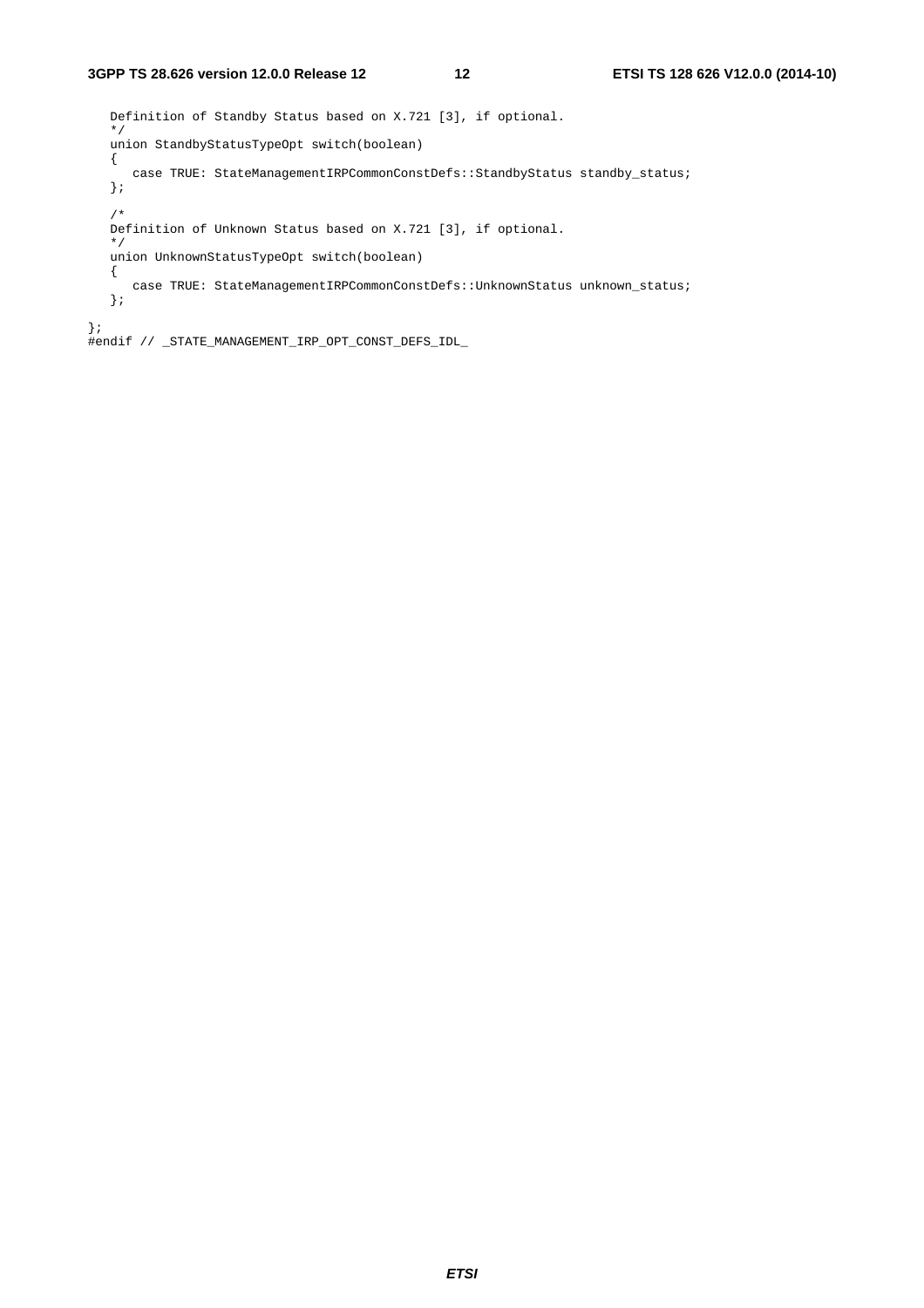```
   Definition of Standby Status based on X.721 [3], if optional.
   */
   union StandbyStatusTypeOpt switch(boolean)
   {
      case TRUE: StateManagementIRPCommonConstDefs::StandbyStatus standby_status;
   };

   /*
   Definition of Unknown Status based on X.721 [3], if optional.
   */
   union UnknownStatusTypeOpt switch(boolean)
   {
      case TRUE: StateManagementIRPCommonConstDefs::UnknownStatus unknown_status;
   };

};
#endif // _STATE_MANAGEMENT_IRP_OPT_CONST_DEFS_IDL_
```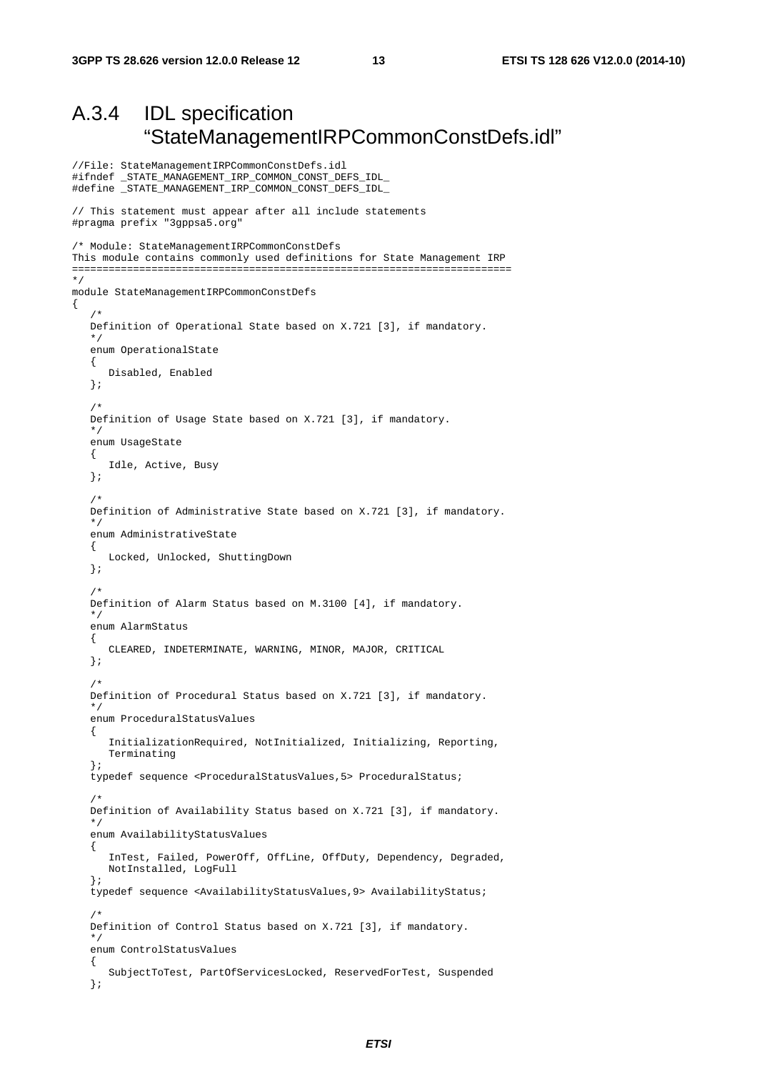## A.3.4 IDL specification "StateManagementIRPCommonConstDefs.idl"

```
//File: StateManagementIRPCommonConstDefs.idl
#ifndef _STATE_MANAGEMENT_IRP_COMMON_CONST_DEFS_IDL_
#define _STATE_MANAGEMENT_IRP_COMMON_CONST_DEFS_IDL_

// This statement must appear after all include statements
#pragma prefix "3gppsa5.org"

/* Module: StateManagementIRPCommonConstDefs
This module contains commonly used definitions for State Management IRP
=========================================================================
*/
module StateManagementIRPCommonConstDefs
{
   /*
   Definition of Operational State based on X.721 [3], if mandatory.
   */
   enum OperationalState
   {
      Disabled, Enabled
   };

   /*
   Definition of Usage State based on X.721 [3], if mandatory.
   */
   enum UsageState
   {
      Idle, Active, Busy
   };

   /*
   Definition of Administrative State based on X.721 [3], if mandatory.
   */
   enum AdministrativeState
   {
      Locked, Unlocked, ShuttingDown
   };

   /*
   Definition of Alarm Status based on M.3100 [4], if mandatory.
   */
   enum AlarmStatus
   {
      CLEARED, INDETERMINATE, WARNING, MINOR, MAJOR, CRITICAL
   };

   /*
   Definition of Procedural Status based on X.721 [3], if mandatory.
   */
   enum ProceduralStatusValues
   {
      InitializationRequired, NotInitialized, Initializing, Reporting,
      Terminating
   };
   typedef sequence <ProceduralStatusValues,5> ProceduralStatus;

   /*
   Definition of Availability Status based on X.721 [3], if mandatory.
   */
   enum AvailabilityStatusValues
   {
      InTest, Failed, PowerOff, OffLine, OffDuty, Dependency, Degraded,
      NotInstalled, LogFull
   };
   typedef sequence <AvailabilityStatusValues,9> AvailabilityStatus;

   /*
   Definition of Control Status based on X.721 [3], if mandatory.
   */
   enum ControlStatusValues
   {
      SubjectToTest, PartOfServicesLocked, ReservedForTest, Suspended
   };
```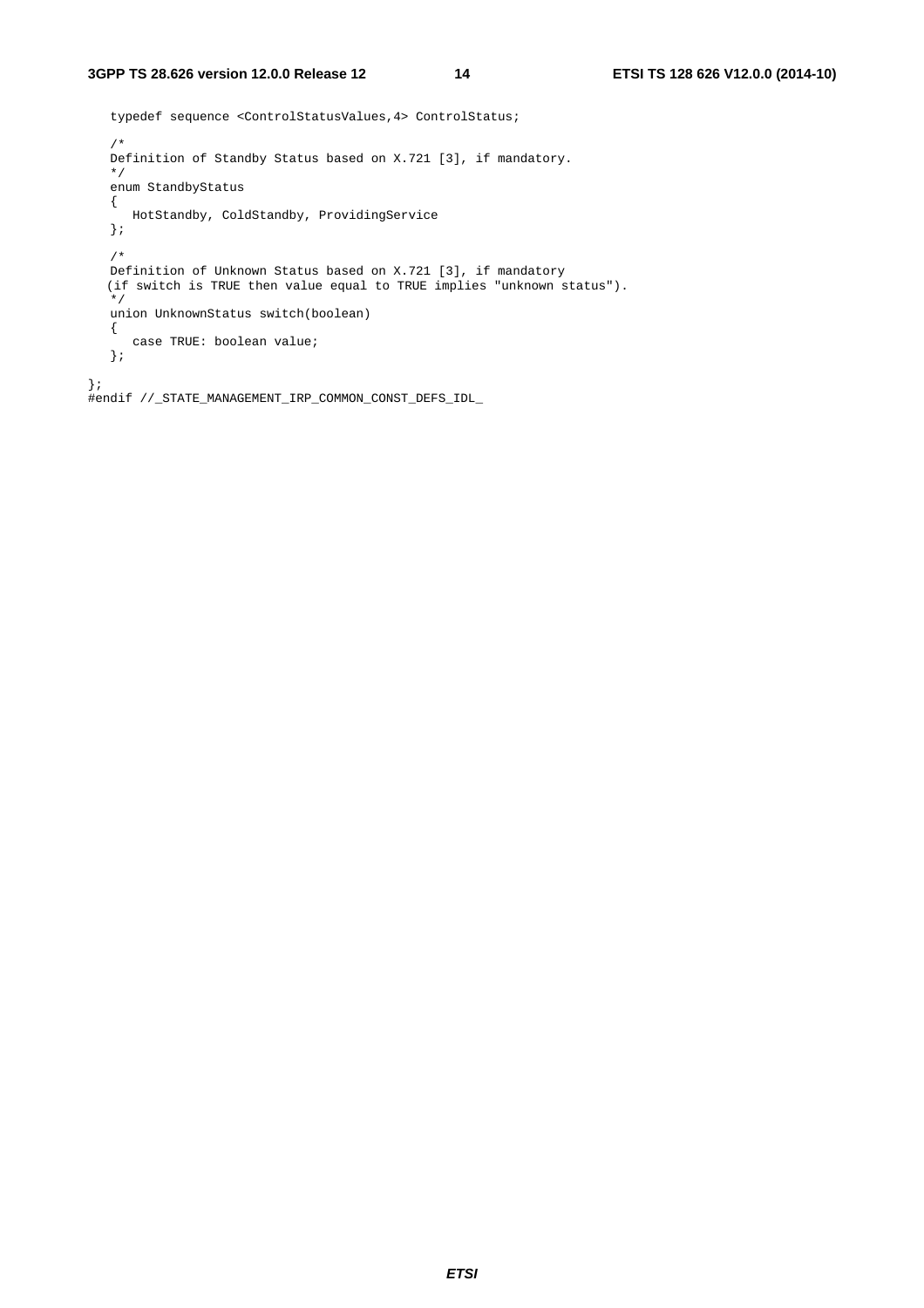```
   typedef sequence <ControlStatusValues,4> ControlStatus;

   /*
   Definition of Standby Status based on X.721 [3], if mandatory.
   */
   enum StandbyStatus
   {
      HotStandby, ColdStandby, ProvidingService
   };

   /*
   Definition of Unknown Status based on X.721 [3], if mandatory
  (if switch is TRUE then value equal to TRUE implies "unknown status").
   */
   union UnknownStatus switch(boolean)
   {
      case TRUE: boolean value;
   };

};
#endif //_STATE_MANAGEMENT_IRP_COMMON_CONST_DEFS_IDL_
```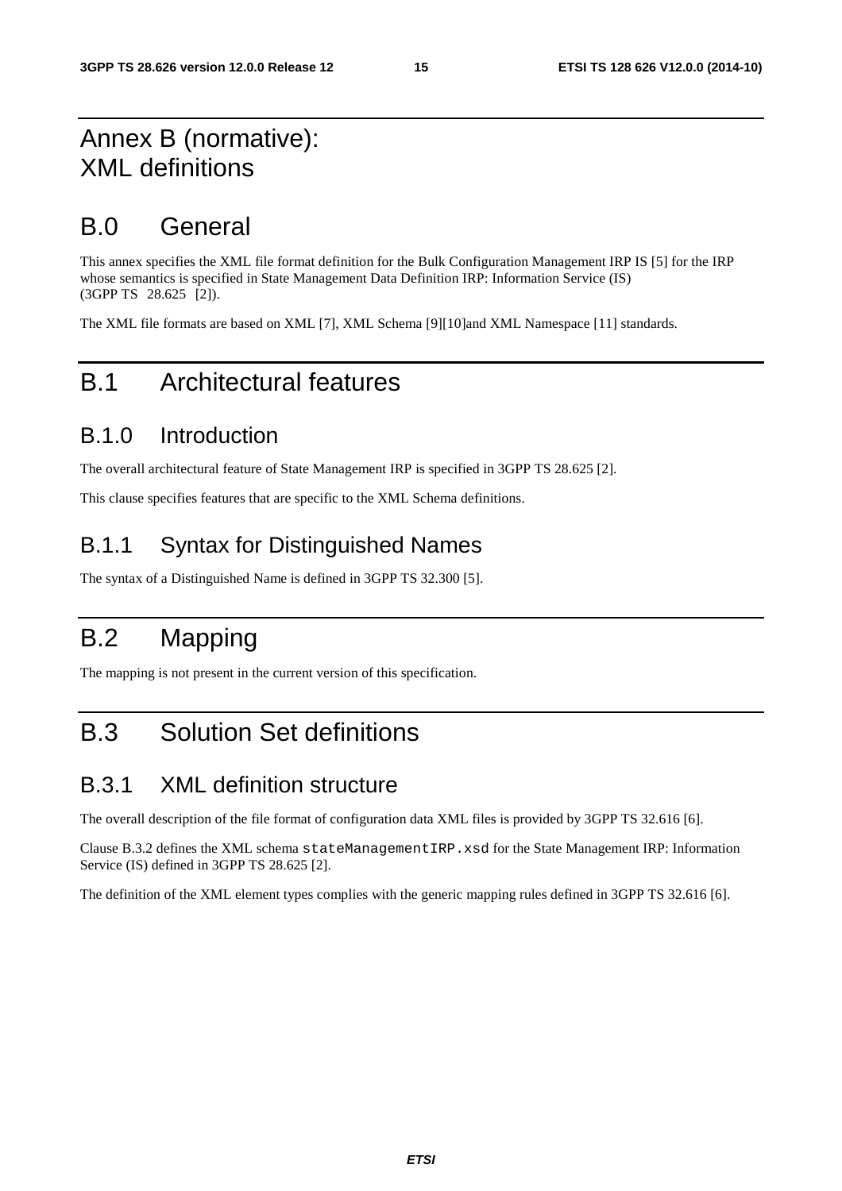# Annex B (normative): XML definitions

## B.0 General

This annex specifies the XML file format definition for the Bulk Configuration Management IRP IS [5] for the IRP whose semantics is specified in State Management Data Definition IRP: Information Service (IS) (3GPP TS 28.625 [2]).

The XML file formats are based on XML [7], XML Schema [9][10]and XML Namespace [11] standards.

## B.1 Architectural features

### B.1.0 Introduction

The overall architectural feature of State Management IRP is specified in 3GPP TS 28.625 [2].

This clause specifies features that are specific to the XML Schema definitions.

### B.1.1 Syntax for Distinguished Names

The syntax of a Distinguished Name is defined in 3GPP TS 32.300 [5].

## B.2 Mapping

The mapping is not present in the current version of this specification.

## B.3 Solution Set definitions

### B.3.1 XML definition structure

The overall description of the file format of configuration data XML files is provided by 3GPP TS 32.616 [6].

Clause B.3.2 defines the XML schema `stateManagementIRP.xsd` for the State Management IRP: Information Service (IS) defined in 3GPP TS 28.625 [2].

The definition of the XML element types complies with the generic mapping rules defined in 3GPP TS 32.616 [6].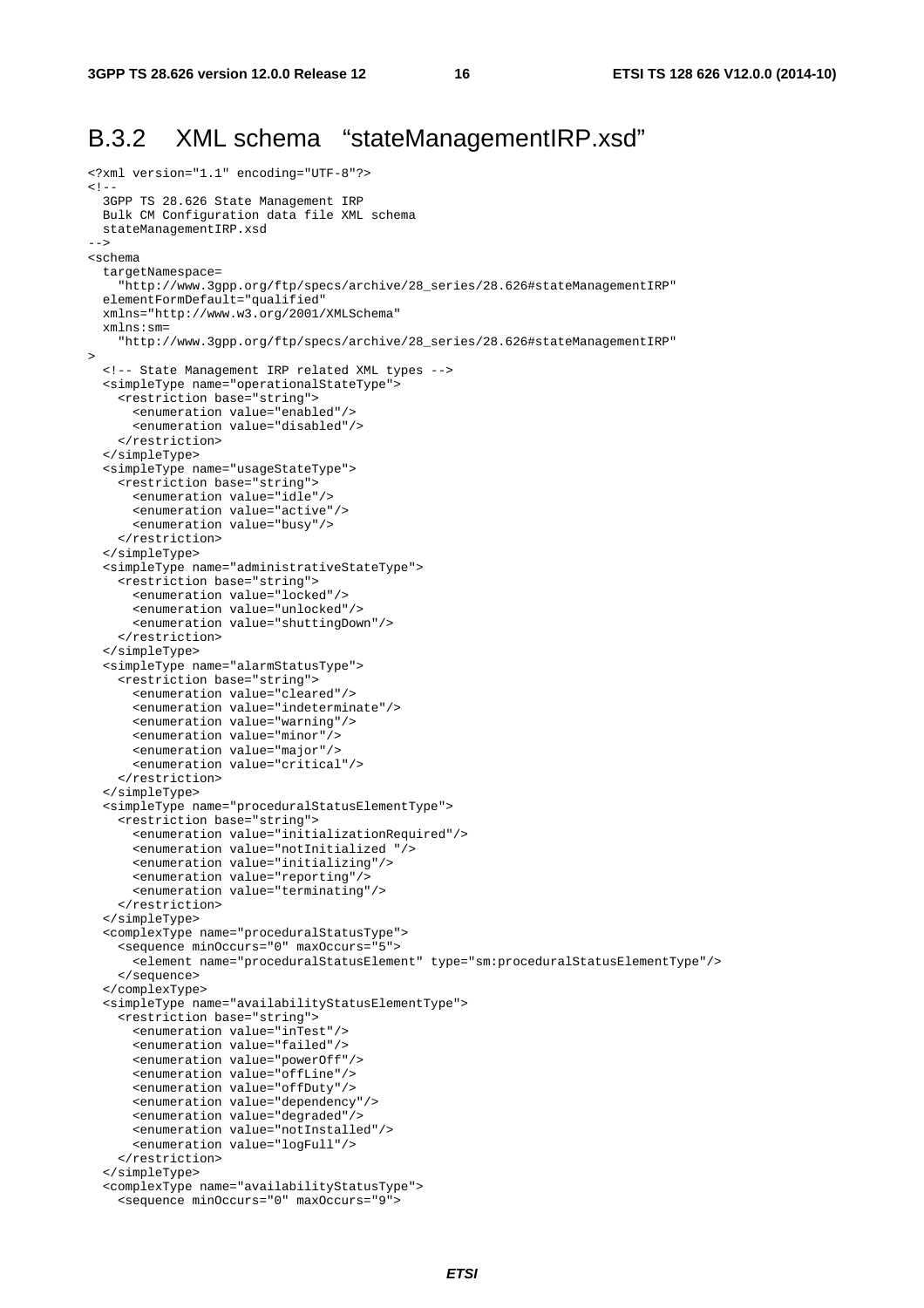## B.3.2 XML schema "stateManagementIRP.xsd"

```
<?xml version="1.1" encoding="UTF-8"?>
<!--
  3GPP TS 28.626 State Management IRP
  Bulk CM Configuration data file XML schema
  stateManagementIRP.xsd
-->
<schema
  targetNamespace=
    "http://www.3gpp.org/ftp/specs/archive/28_series/28.626#stateManagementIRP"
  elementFormDefault="qualified"
  xmlns="http://www.w3.org/2001/XMLSchema"
  xmlns:sm=
    "http://www.3gpp.org/ftp/specs/archive/28_series/28.626#stateManagementIRP"
>
  <!-- State Management IRP related XML types -->
  <simpleType name="operationalStateType">
    <restriction base="string">
      <enumeration value="enabled"/>
      <enumeration value="disabled"/>
    </restriction>
  </simpleType>
  <simpleType name="usageStateType">
    <restriction base="string">
      <enumeration value="idle"/>
      <enumeration value="active"/>
      <enumeration value="busy"/>
    </restriction>
  </simpleType>
  <simpleType name="administrativeStateType">
    <restriction base="string">
      <enumeration value="locked"/>
      <enumeration value="unlocked"/>
      <enumeration value="shuttingDown"/>
    </restriction>
  </simpleType>
  <simpleType name="alarmStatusType">
    <restriction base="string">
      <enumeration value="cleared"/>
      <enumeration value="indeterminate"/>
      <enumeration value="warning"/>
      <enumeration value="minor"/>
      <enumeration value="major"/>
      <enumeration value="critical"/>
    </restriction>
  </simpleType>
  <simpleType name="proceduralStatusElementType">
    <restriction base="string">
      <enumeration value="initializationRequired"/>
      <enumeration value="notInitialized "/>
      <enumeration value="initializing"/>
      <enumeration value="reporting"/>
      <enumeration value="terminating"/>
    </restriction>
  </simpleType>
  <complexType name="proceduralStatusType">
    <sequence minOccurs="0" maxOccurs="5">
      <element name="proceduralStatusElement" type="sm:proceduralStatusElementType"/>
    </sequence>
  </complexType>
  <simpleType name="availabilityStatusElementType">
    <restriction base="string">
      <enumeration value="inTest"/>
      <enumeration value="failed"/>
      <enumeration value="powerOff"/>
      <enumeration value="offLine"/>
      <enumeration value="offDuty"/>
      <enumeration value="dependency"/>
      <enumeration value="degraded"/>
      <enumeration value="notInstalled"/>
      <enumeration value="logFull"/>
    </restriction>
  </simpleType>
  <complexType name="availabilityStatusType">
    <sequence minOccurs="0" maxOccurs="9">
```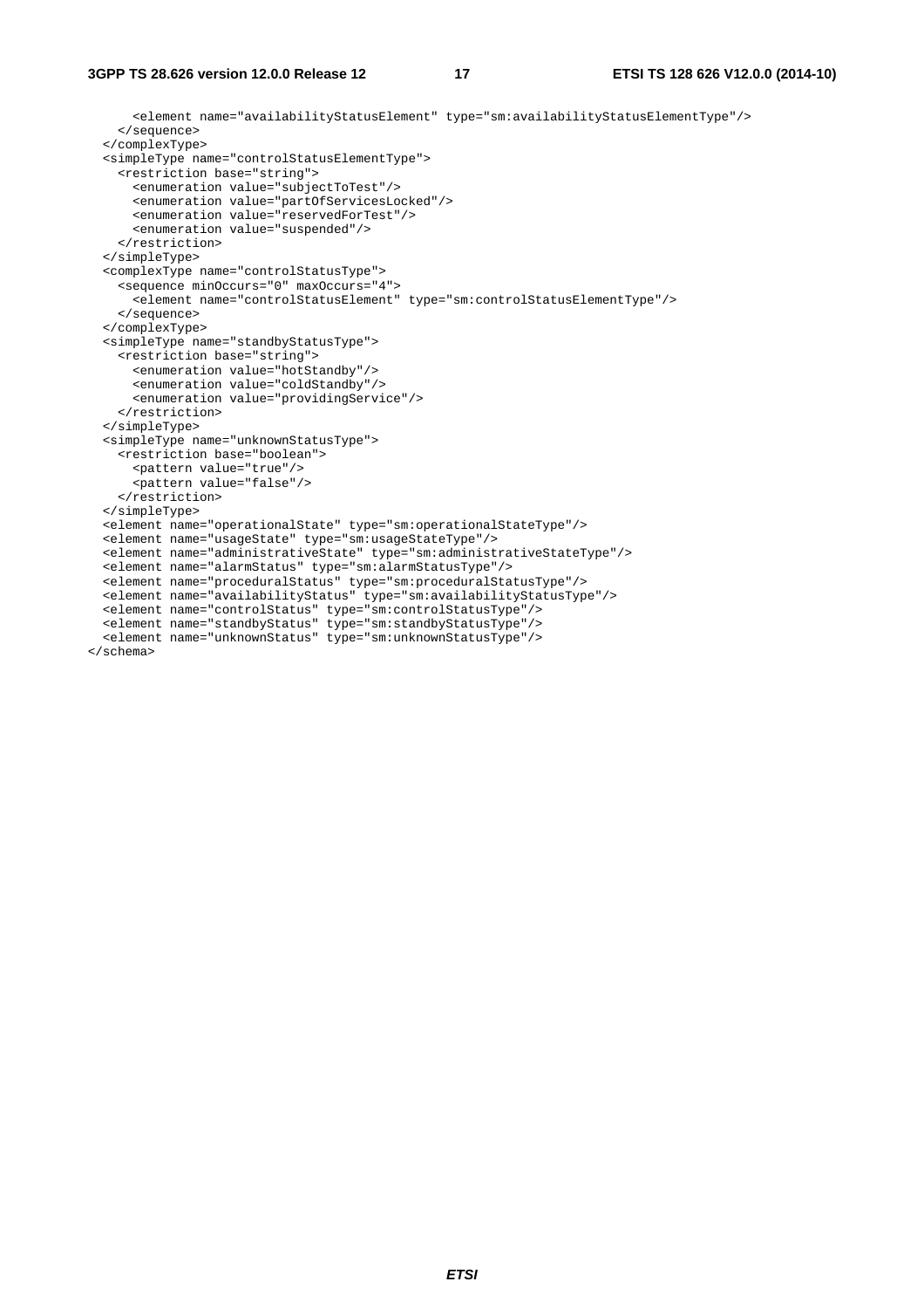```
      <element name="availabilityStatusElement" type="sm:availabilityStatusElementType"/>
    </sequence>
  </complexType>
  <simpleType name="controlStatusElementType">
    <restriction base="string">
      <enumeration value="subjectToTest"/>
      <enumeration value="partOfServicesLocked"/>
      <enumeration value="reservedForTest"/>
      <enumeration value="suspended"/>
    </restriction>
  </simpleType>
  <complexType name="controlStatusType">
    <sequence minOccurs="0" maxOccurs="4">
      <element name="controlStatusElement" type="sm:controlStatusElementType"/>
    </sequence>
  </complexType>
  <simpleType name="standbyStatusType">
    <restriction base="string">
      <enumeration value="hotStandby"/>
      <enumeration value="coldStandby"/>
      <enumeration value="providingService"/>
    </restriction>
  </simpleType>
  <simpleType name="unknownStatusType">
    <restriction base="boolean">
      <pattern value="true"/>
      <pattern value="false"/>
    </restriction>
  </simpleType>
  <element name="operationalState" type="sm:operationalStateType"/>
  <element name="usageState" type="sm:usageStateType"/>
  <element name="administrativeState" type="sm:administrativeStateType"/>
  <element name="alarmStatus" type="sm:alarmStatusType"/>
  <element name="proceduralStatus" type="sm:proceduralStatusType"/>
  <element name="availabilityStatus" type="sm:availabilityStatusType"/>
  <element name="controlStatus" type="sm:controlStatusType"/>
  <element name="standbyStatus" type="sm:standbyStatusType"/>
  <element name="unknownStatus" type="sm:unknownStatusType"/>
</schema>
```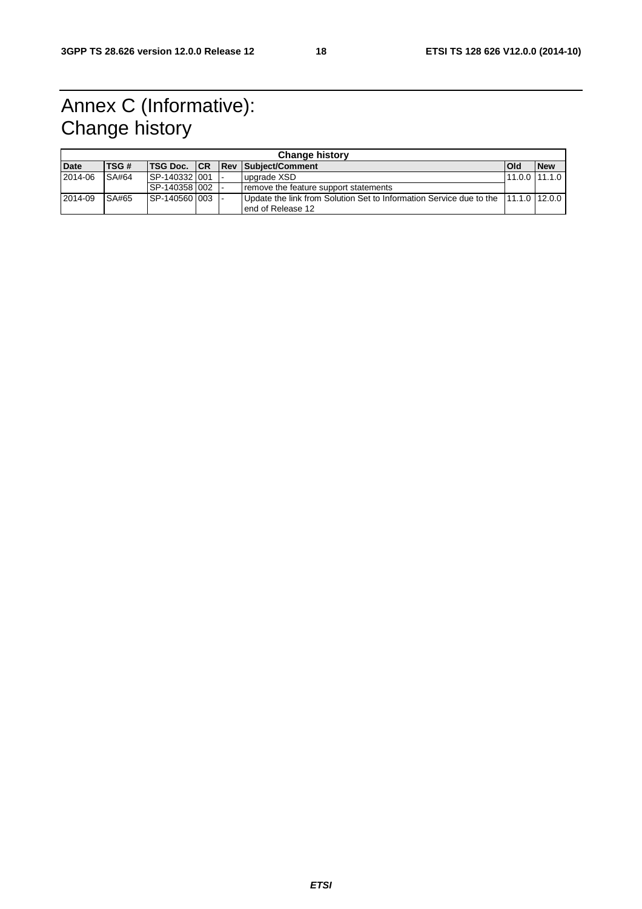# Annex C (Informative): Change history

| Change history | | | | | | | |
|---|---|---|---|---|---|---|---|
| **Date** | **TSG #** | **TSG Doc.** | **CR** | **Rev** | **Subject/Comment** | **Old** | **New** |
| 2014-06 | SA#64 | SP-140332 | 001 | - | upgrade XSD | 11.0.0 | 11.1.0 |
| | | SP-140358 | 002 | - | remove the feature support statements | | |
| 2014-09 | SA#65 | SP-140560 | 003 | - | Update the link from Solution Set to Information Service due to the end of Release 12 | 11.1.0 | 12.0.0 |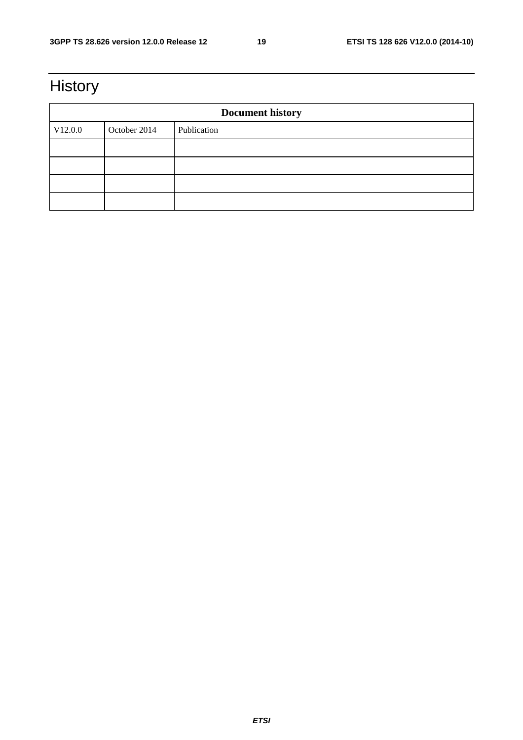# History

| Document history | | |
|---|---|---|
| V12.0.0 | October 2014 | Publication |
| | | |
| | | |
| | | |
| | | |